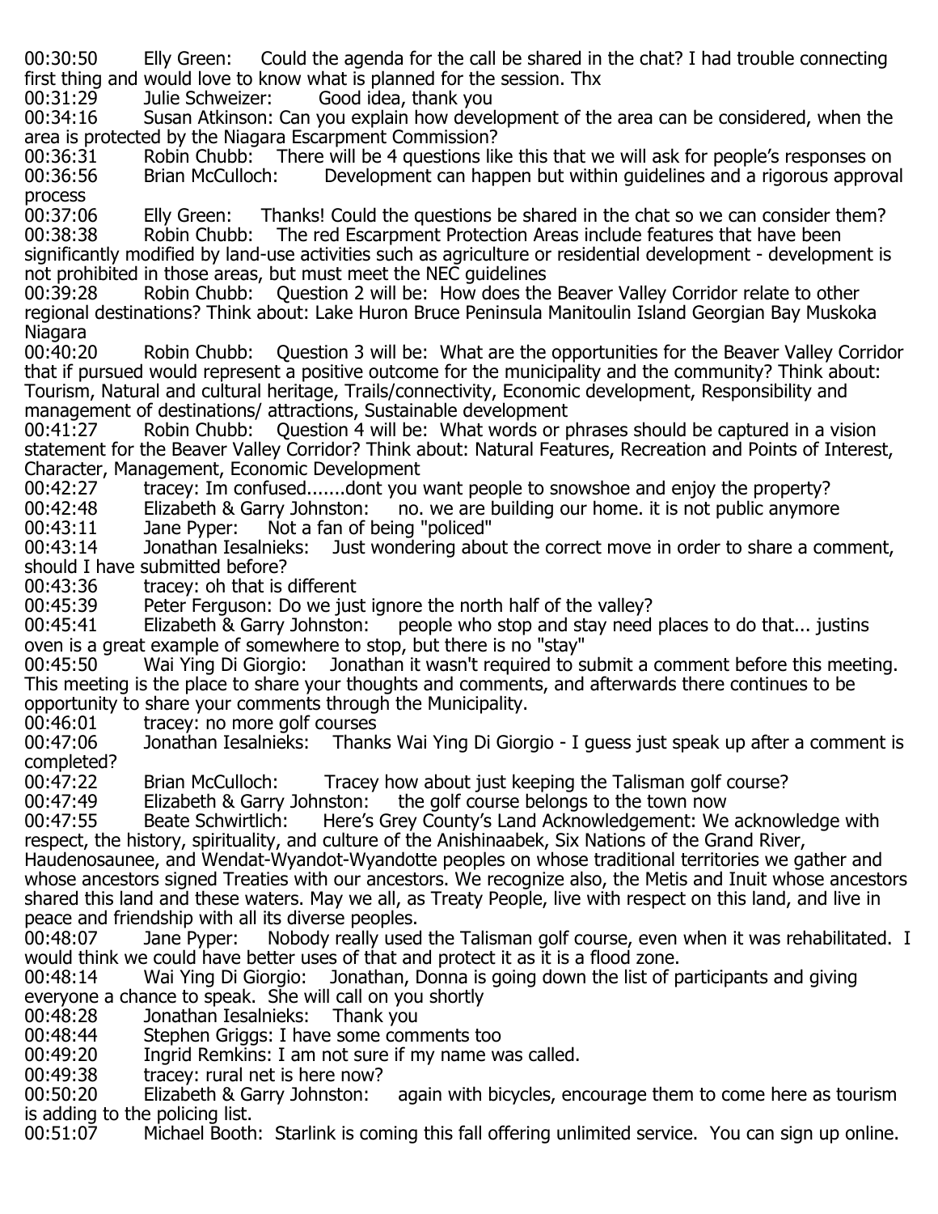00:30:50 Elly Green: Could the agenda for the call be shared in the chat? I had trouble connecting first thing and would love to know what is planned for the session. Thx

00:31:29 Julie Schweizer: Good idea, thank you

00:34:16 Susan Atkinson: Can you explain how development of the area can be considered, when the area is protected by the Niagara Escarpment Commission?

00:36:31 Robin Chubb: There will be 4 questions like this that we will ask for people's responses on

00:36:56 Brian McCulloch: Development can happen but within guidelines and a rigorous approval process

00:37:06 Elly Green: Thanks! Could the questions be shared in the chat so we can consider them?

00:38:38 Robin Chubb: The red Escarpment Protection Areas include features that have been significantly modified by land-use activities such as agriculture or residential development - development is not prohibited in those areas, but must meet the NEC guidelines

00:39:28 Robin Chubb: Question 2 will be: How does the Beaver Valley Corridor relate to other regional destinations? Think about: Lake Huron Bruce Peninsula Manitoulin Island Georgian Bay Muskoka Niagara

00:40:20 Robin Chubb: Question 3 will be: What are the opportunities for the Beaver Valley Corridor that if pursued would represent a positive outcome for the municipality and the community? Think about: Tourism, Natural and cultural heritage, Trails/connectivity, Economic development, Responsibility and management of destinations/ attractions, Sustainable development

00:41:27 Robin Chubb: Question 4 will be: What words or phrases should be captured in a vision statement for the Beaver Valley Corridor? Think about: Natural Features, Recreation and Points of Interest, Character, Management, Economic Development

00:42:27 tracey: Im confused.......dont you want people to snowshoe and enjoy the property?

00:42:48 Elizabeth & Garry Johnston: no. we are building our home. it is not public anymore

00:43:11 Jane Pyper: Not a fan of being "policed"

00:43:14 Jonathan Iesalnieks: Just wondering about the correct move in order to share a comment, should I have submitted before?

00:43:36 tracey: oh that is different

00:45:39 Peter Ferguson: Do we just ignore the north half of the valley?

00:45:41 Elizabeth & Garry Johnston: people who stop and stay need places to do that... justins oven is a great example of somewhere to stop, but there is no "stay"

00:45:50 Wai Ying Di Giorgio: Jonathan it wasn't required to submit a comment before this meeting. This meeting is the place to share your thoughts and comments, and afterwards there continues to be opportunity to share your comments through the Municipality.

00:46:01 tracey: no more golf courses

00:47:06 Jonathan Iesalnieks: Thanks Wai Ying Di Giorgio - I guess just speak up after a comment is completed?

00:47:22 Brian McCulloch: Tracey how about just keeping the Talisman golf course?

00:47:49 Elizabeth & Garry Johnston: the golf course belongs to the town now

00:47:55 Beate Schwirtlich: Here's Grey County's Land Acknowledgement: We acknowledge with respect, the history, spirituality, and culture of the Anishinaabek, Six Nations of the Grand River, Haudenosaunee, and Wendat-Wyandot-Wyandotte peoples on whose traditional territories we gather and whose ancestors signed Treaties with our ancestors. We recognize also, the Metis and Inuit whose ancestors shared this land and these waters. May we all, as Treaty People, live with respect on this land, and live in peace and friendship with all its diverse peoples.

00:48:07 Jane Pyper: Nobody really used the Talisman golf course, even when it was rehabilitated. I would think we could have better uses of that and protect it as it is a flood zone.

00:48:14 Wai Ying Di Giorgio: Jonathan, Donna is going down the list of participants and giving everyone a chance to speak. She will call on you shortly

00:48:28 Jonathan Iesalnieks: Thank you

00:48:44 Stephen Griggs: I have some comments too

00:49:20 Ingrid Remkins: I am not sure if my name was called.

00:49:38 tracey: rural net is here now?

00:50:20 Elizabeth & Garry Johnston: again with bicycles, encourage them to come here as tourism is adding to the policing list.

00:51:07 Michael Booth: Starlink is coming this fall offering unlimited service. You can sign up online.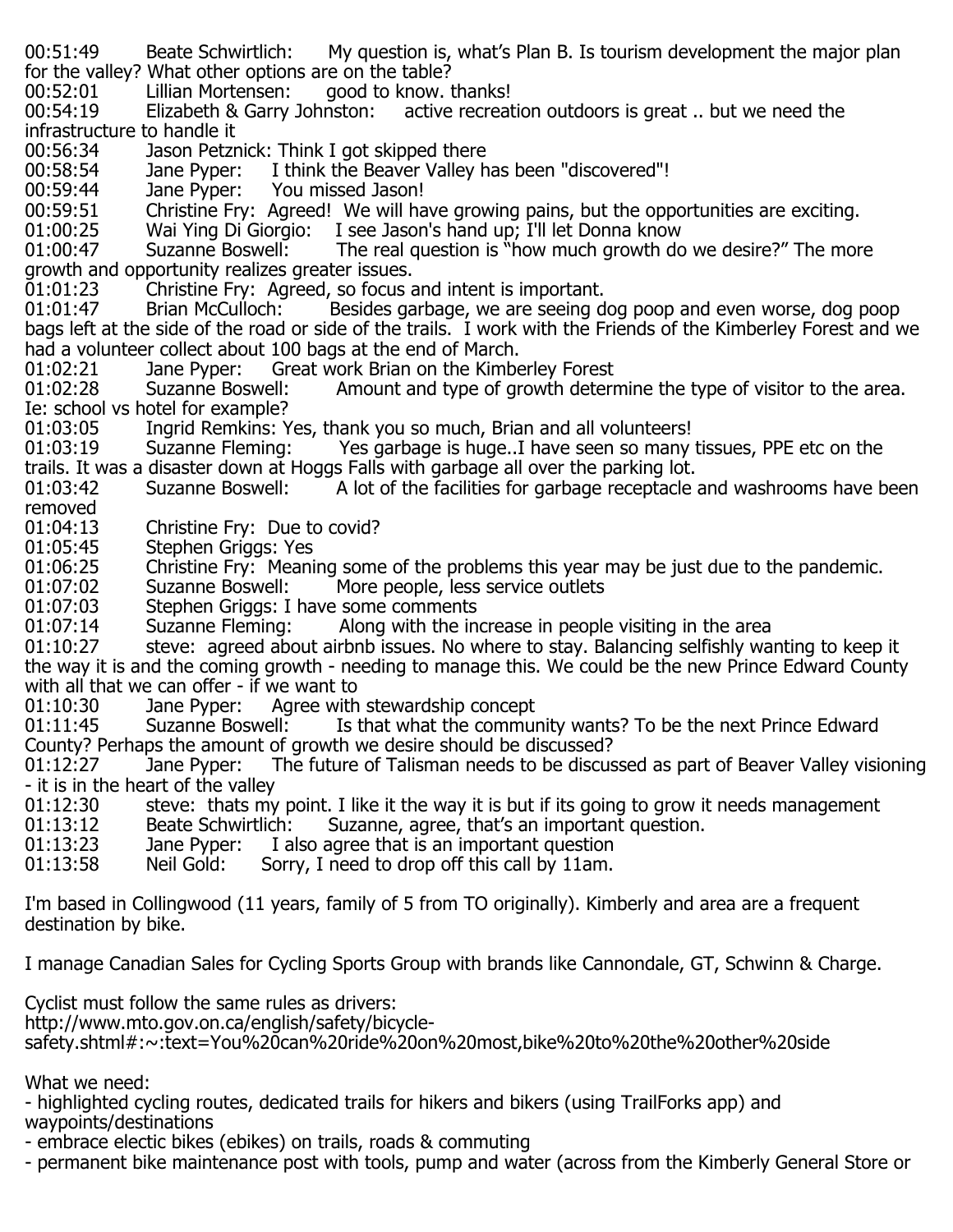00:51:49 Beate Schwirtlich: My question is, what's Plan B. Is tourism development the major plan for the valley? What other options are on the table?
00:52:01 Lillian Mortensen: good to know. thanks!
00:54:19 Elizabeth & Garry Johnston: active recreation outdoors is great .. but we need the infrastructure to handle it
00:56:34 Jason Petznick: Think I got skipped there
00:58:54 Jane Pyper: I think the Beaver Valley has been "discovered"!
00:59:44 Jane Pyper: You missed Jason!
00:59:51 Christine Fry: Agreed! We will have growing pains, but the opportunities are exciting.
01:00:25 Wai Ying Di Giorgio: I see Jason's hand up; I'll let Donna know
01:00:47 Suzanne Boswell: The real question is "how much growth do we desire?" The more growth and opportunity realizes greater issues.
01:01:23 Christine Fry: Agreed, so focus and intent is important.
01:01:47 Brian McCulloch: Besides garbage, we are seeing dog poop and even worse, dog poop bags left at the side of the road or side of the trails. I work with the Friends of the Kimberley Forest and we had a volunteer collect about 100 bags at the end of March.
01:02:21 Jane Pyper: Great work Brian on the Kimberley Forest
01:02:28 Suzanne Boswell: Amount and type of growth determine the type of visitor to the area. Ie: school vs hotel for example?
01:03:05 Ingrid Remkins: Yes, thank you so much, Brian and all volunteers!
01:03:19 Suzanne Fleming: Yes garbage is huge..I have seen so many tissues, PPE etc on the trails. It was a disaster down at Hoggs Falls with garbage all over the parking lot.
01:03:42 Suzanne Boswell: A lot of the facilities for garbage receptacle and washrooms have been removed
01:04:13 Christine Fry: Due to covid?
01:05:45 Stephen Griggs: Yes
01:06:25 Christine Fry: Meaning some of the problems this year may be just due to the pandemic.
01:07:02 Suzanne Boswell: More people, less service outlets
01:07:03 Stephen Griggs: I have some comments
01:07:14 Suzanne Fleming: Along with the increase in people visiting in the area
01:10:27 steve: agreed about airbnb issues. No where to stay. Balancing selfishly wanting to keep it the way it is and the coming growth - needing to manage this. We could be the new Prince Edward County with all that we can offer - if we want to
01:10:30 Jane Pyper: Agree with stewardship concept
01:11:45 Suzanne Boswell: Is that what the community wants? To be the next Prince Edward County? Perhaps the amount of growth we desire should be discussed?
01:12:27 Jane Pyper: The future of Talisman needs to be discussed as part of Beaver Valley visioning - it is in the heart of the valley
01:12:30 steve: thats my point. I like it the way it is but if its going to grow it needs management
01:13:12 Beate Schwirtlich: Suzanne, agree, that's an important question.
01:13:23 Jane Pyper: I also agree that is an important question
01:13:58 Neil Gold: Sorry, I need to drop off this call by 11am.

I'm based in Collingwood (11 years, family of 5 from TO originally). Kimberly and area are a frequent destination by bike.

I manage Canadian Sales for Cycling Sports Group with brands like Cannondale, GT, Schwinn & Charge.

Cyclist must follow the same rules as drivers:
http://www.mto.gov.on.ca/english/safety/bicycle-safety.shtml#:~:text=You%20can%20ride%20on%20most,bike%20to%20the%20other%20side

What we need:
- highlighted cycling routes, dedicated trails for hikers and bikers (using TrailForks app) and waypoints/destinations
- embrace electic bikes (ebikes) on trails, roads & commuting
- permanent bike maintenance post with tools, pump and water (across from the Kimberly General Store or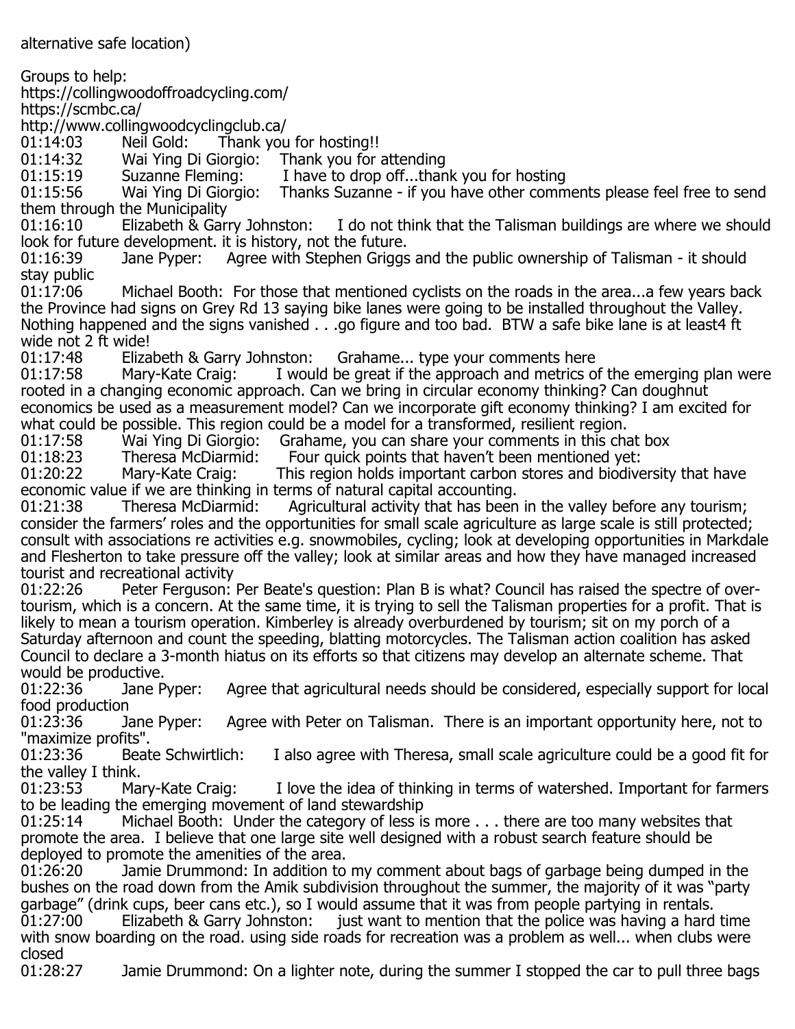alternative safe location)

Groups to help:
https://collingwoodoffroadcycling.com/
https://scmbc.ca/
http://www.collingwoodcyclingclub.ca/

01:14:03 Neil Gold: Thank you for hosting!!
01:14:32 Wai Ying Di Giorgio: Thank you for attending
01:15:19 Suzanne Fleming: I have to drop off...thank you for hosting
01:15:56 Wai Ying Di Giorgio: Thanks Suzanne - if you have other comments please feel free to send them through the Municipality
01:16:10 Elizabeth & Garry Johnston: I do not think that the Talisman buildings are where we should look for future development. it is history, not the future.
01:16:39 Jane Pyper: Agree with Stephen Griggs and the public ownership of Talisman - it should stay public
01:17:06 Michael Booth: For those that mentioned cyclists on the roads in the area...a few years back the Province had signs on Grey Rd 13 saying bike lanes were going to be installed throughout the Valley. Nothing happened and the signs vanished . . .go figure and too bad. BTW a safe bike lane is at least4 ft wide not 2 ft wide!
01:17:48 Elizabeth & Garry Johnston: Grahame... type your comments here
01:17:58 Mary-Kate Craig: I would be great if the approach and metrics of the emerging plan were rooted in a changing economic approach. Can we bring in circular economy thinking? Can doughnut economics be used as a measurement model? Can we incorporate gift economy thinking? I am excited for what could be possible. This region could be a model for a transformed, resilient region.
01:17:58 Wai Ying Di Giorgio: Grahame, you can share your comments in this chat box
01:18:23 Theresa McDiarmid: Four quick points that haven't been mentioned yet:
01:20:22 Mary-Kate Craig: This region holds important carbon stores and biodiversity that have economic value if we are thinking in terms of natural capital accounting.
01:21:38 Theresa McDiarmid: Agricultural activity that has been in the valley before any tourism; consider the farmers' roles and the opportunities for small scale agriculture as large scale is still protected; consult with associations re activities e.g. snowmobiles, cycling; look at developing opportunities in Markdale and Flesherton to take pressure off the valley; look at similar areas and how they have managed increased tourist and recreational activity
01:22:26 Peter Ferguson: Per Beate's question: Plan B is what? Council has raised the spectre of over-tourism, which is a concern. At the same time, it is trying to sell the Talisman properties for a profit. That is likely to mean a tourism operation. Kimberley is already overburdened by tourism; sit on my porch of a Saturday afternoon and count the speeding, blatting motorcycles. The Talisman action coalition has asked Council to declare a 3-month hiatus on its efforts so that citizens may develop an alternate scheme. That would be productive.
01:22:36 Jane Pyper: Agree that agricultural needs should be considered, especially support for local food production
01:23:36 Jane Pyper: Agree with Peter on Talisman. There is an important opportunity here, not to "maximize profits".
01:23:36 Beate Schwirtlich: I also agree with Theresa, small scale agriculture could be a good fit for the valley I think.
01:23:53 Mary-Kate Craig: I love the idea of thinking in terms of watershed. Important for farmers to be leading the emerging movement of land stewardship
01:25:14 Michael Booth: Under the category of less is more . . . there are too many websites that promote the area. I believe that one large site well designed with a robust search feature should be deployed to promote the amenities of the area.
01:26:20 Jamie Drummond: In addition to my comment about bags of garbage being dumped in the bushes on the road down from the Amik subdivision throughout the summer, the majority of it was "party garbage" (drink cups, beer cans etc.), so I would assume that it was from people partying in rentals.
01:27:00 Elizabeth & Garry Johnston: just want to mention that the police was having a hard time with snow boarding on the road. using side roads for recreation was a problem as well... when clubs were closed
01:28:27 Jamie Drummond: On a lighter note, during the summer I stopped the car to pull three bags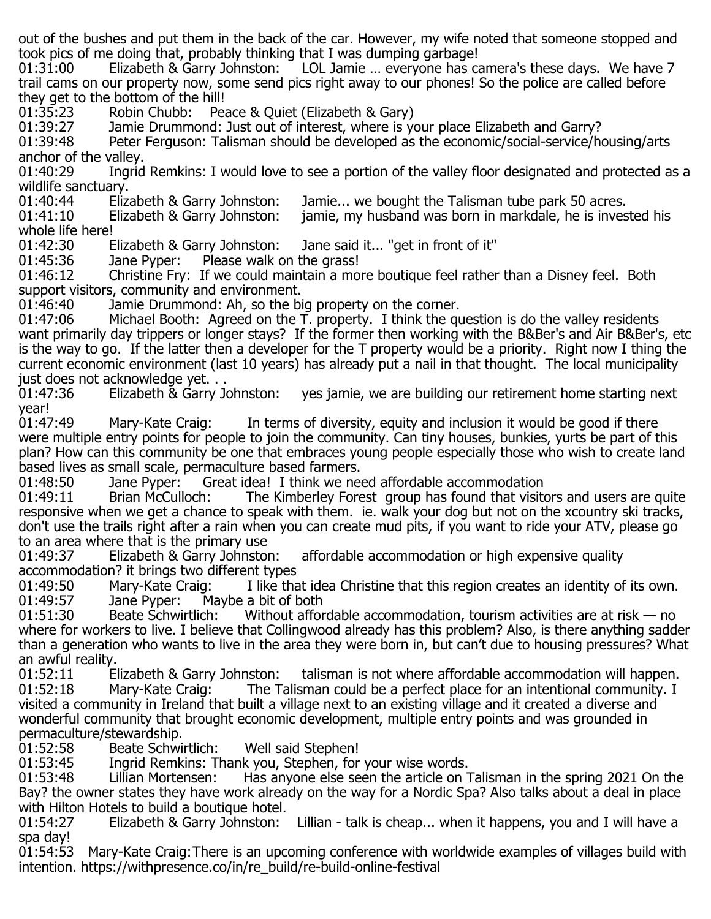out of the bushes and put them in the back of the car. However, my wife noted that someone stopped and took pics of me doing that, probably thinking that I was dumping garbage!

01:31:00 Elizabeth & Garry Johnston: LOL Jamie … everyone has camera's these days. We have 7 trail cams on our property now, some send pics right away to our phones! So the police are called before they get to the bottom of the hill!

01:35:23 Robin Chubb: Peace & Quiet (Elizabeth & Gary)

01:39:27 Jamie Drummond: Just out of interest, where is your place Elizabeth and Garry?

01:39:48 Peter Ferguson: Talisman should be developed as the economic/social-service/housing/arts anchor of the valley.

01:40:29 Ingrid Remkins: I would love to see a portion of the valley floor designated and protected as a wildlife sanctuary.

01:40:44 Elizabeth & Garry Johnston: Jamie... we bought the Talisman tube park 50 acres.

01:41:10 Elizabeth & Garry Johnston: jamie, my husband was born in markdale, he is invested his whole life here!

01:42:30 Elizabeth & Garry Johnston: Jane said it... "get in front of it"

01:45:36 Jane Pyper: Please walk on the grass!

01:46:12 Christine Fry: If we could maintain a more boutique feel rather than a Disney feel. Both support visitors, community and environment.

01:46:40 Jamie Drummond: Ah, so the big property on the corner.

01:47:06 Michael Booth: Agreed on the T. property. I think the question is do the valley residents want primarily day trippers or longer stays? If the former then working with the B&Ber's and Air B&Ber's, etc is the way to go. If the latter then a developer for the T property would be a priority. Right now I thing the current economic environment (last 10 years) has already put a nail in that thought. The local municipality just does not acknowledge yet. . .

01:47:36 Elizabeth & Garry Johnston: yes jamie, we are building our retirement home starting next year!

01:47:49 Mary-Kate Craig: In terms of diversity, equity and inclusion it would be good if there were multiple entry points for people to join the community. Can tiny houses, bunkies, yurts be part of this plan? How can this community be one that embraces young people especially those who wish to create land based lives as small scale, permaculture based farmers.

01:48:50 Jane Pyper: Great idea! I think we need affordable accommodation

01:49:11 Brian McCulloch: The Kimberley Forest group has found that visitors and users are quite responsive when we get a chance to speak with them. ie. walk your dog but not on the xcountry ski tracks, don't use the trails right after a rain when you can create mud pits, if you want to ride your ATV, please go to an area where that is the primary use

01:49:37 Elizabeth & Garry Johnston: affordable accommodation or high expensive quality accommodation? it brings two different types

01:49:50 Mary-Kate Craig: I like that idea Christine that this region creates an identity of its own.

01:49:57 Jane Pyper: Maybe a bit of both

01:51:30 Beate Schwirtlich: Without affordable accommodation, tourism activities are at risk — no where for workers to live. I believe that Collingwood already has this problem? Also, is there anything sadder than a generation who wants to live in the area they were born in, but can't due to housing pressures? What an awful reality.

01:52:11 Elizabeth & Garry Johnston: talisman is not where affordable accommodation will happen.

01:52:18 Mary-Kate Craig: The Talisman could be a perfect place for an intentional community. I visited a community in Ireland that built a village next to an existing village and it created a diverse and wonderful community that brought economic development, multiple entry points and was grounded in permaculture/stewardship.

01:52:58 Beate Schwirtlich: Well said Stephen!

01:53:45 Ingrid Remkins: Thank you, Stephen, for your wise words.

01:53:48 Lillian Mortensen: Has anyone else seen the article on Talisman in the spring 2021 On the Bay? the owner states they have work already on the way for a Nordic Spa? Also talks about a deal in place with Hilton Hotels to build a boutique hotel.

01:54:27 Elizabeth & Garry Johnston: Lillian - talk is cheap... when it happens, you and I will have a spa day!

01:54:53 Mary-Kate Craig: There is an upcoming conference with worldwide examples of villages build with intention. https://withpresence.co/in/re_build/re-build-online-festival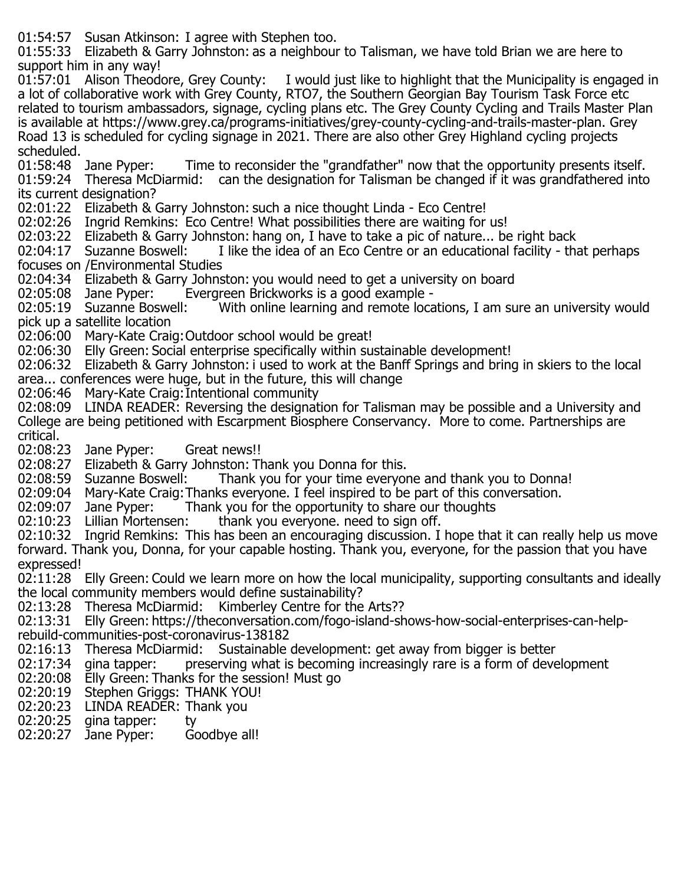01:54:57 Susan Atkinson: I agree with Stephen too.

01:55:33 Elizabeth & Garry Johnston: as a neighbour to Talisman, we have told Brian we are here to support him in any way!

01:57:01 Alison Theodore, Grey County: I would just like to highlight that the Municipality is engaged in a lot of collaborative work with Grey County, RTO7, the Southern Georgian Bay Tourism Task Force etc related to tourism ambassadors, signage, cycling plans etc. The Grey County Cycling and Trails Master Plan is available at https://www.grey.ca/programs-initiatives/grey-county-cycling-and-trails-master-plan. Grey Road 13 is scheduled for cycling signage in 2021. There are also other Grey Highland cycling projects scheduled.

01:58:48 Jane Pyper: Time to reconsider the "grandfather" now that the opportunity presents itself.

01:59:24 Theresa McDiarmid: can the designation for Talisman be changed if it was grandfathered into its current designation?

02:01:22 Elizabeth & Garry Johnston: such a nice thought Linda - Eco Centre!

02:02:26 Ingrid Remkins: Eco Centre! What possibilities there are waiting for us!

02:03:22 Elizabeth & Garry Johnston: hang on, I have to take a pic of nature... be right back

02:04:17 Suzanne Boswell: I like the idea of an Eco Centre or an educational facility - that perhaps focuses on /Environmental Studies

02:04:34 Elizabeth & Garry Johnston: you would need to get a university on board

02:05:08 Jane Pyper: Evergreen Brickworks is a good example -

02:05:19 Suzanne Boswell: With online learning and remote locations, I am sure an university would pick up a satellite location

02:06:00 Mary-Kate Craig: Outdoor school would be great!

02:06:30 Elly Green: Social enterprise specifically within sustainable development!

02:06:32 Elizabeth & Garry Johnston: i used to work at the Banff Springs and bring in skiers to the local area... conferences were huge, but in the future, this will change

02:06:46 Mary-Kate Craig: Intentional community

02:08:09 LINDA READER: Reversing the designation for Talisman may be possible and a University and College are being petitioned with Escarpment Biosphere Conservancy. More to come. Partnerships are critical.

02:08:23 Jane Pyper: Great news!!

02:08:27 Elizabeth & Garry Johnston: Thank you Donna for this.

02:08:59 Suzanne Boswell: Thank you for your time everyone and thank you to Donna!

02:09:04 Mary-Kate Craig: Thanks everyone. I feel inspired to be part of this conversation.

02:09:07 Jane Pyper: Thank you for the opportunity to share our thoughts

02:10:23 Lillian Mortensen: thank you everyone. need to sign off.

02:10:32 Ingrid Remkins: This has been an encouraging discussion. I hope that it can really help us move forward. Thank you, Donna, for your capable hosting. Thank you, everyone, for the passion that you have expressed!

02:11:28 Elly Green: Could we learn more on how the local municipality, supporting consultants and ideally the local community members would define sustainability?

02:13:28 Theresa McDiarmid: Kimberley Centre for the Arts??

02:13:31 Elly Green: https://theconversation.com/fogo-island-shows-how-social-enterprises-can-help-rebuild-communities-post-coronavirus-138182

02:16:13 Theresa McDiarmid: Sustainable development: get away from bigger is better

02:17:34 gina tapper: preserving what is becoming increasingly rare is a form of development

02:20:08 Elly Green: Thanks for the session! Must go

02:20:19 Stephen Griggs: THANK YOU!

02:20:23 LINDA READER: Thank you

02:20:25 gina tapper: ty

02:20:27 Jane Pyper: Goodbye all!